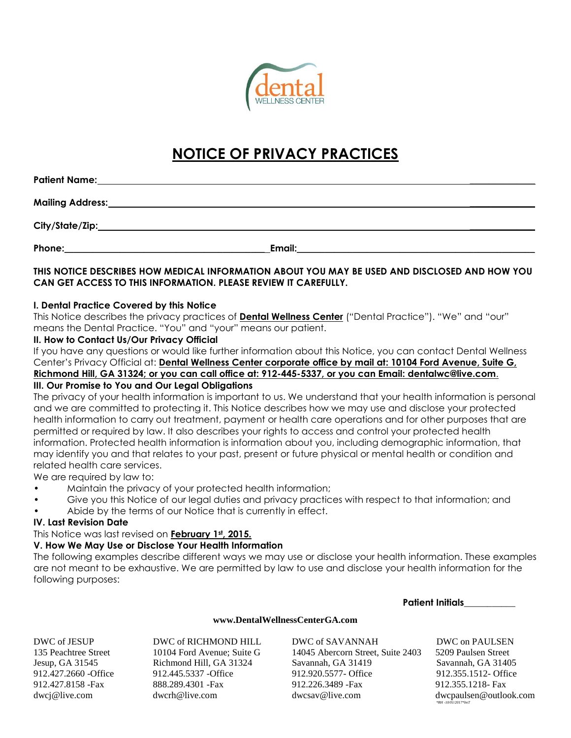# NOTICE OF PRIVACY PRACTICES

**Patient Name:**\_\_\_\_\_\_\_\_\_\_\_\_\_\_\_\_\_\_\_\_\_\_\_\_\_\_\_\_\_\_\_\_\_\_\_\_\_\_\_\_\_\_\_\_

**Mailing Address:**\_\_\_\_\_\_\_\_\_\_\_\_\_\_\_\_\_\_\_\_\_\_\_\_\_\_\_\_\_\_\_\_\_\_\_\_\_\_\_\_\_\_

**City/State/Zip:**\_\_\_\_\_\_\_\_\_\_\_\_\_\_\_\_\_\_\_\_\_\_\_\_\_\_\_\_\_\_\_\_\_\_\_\_\_\_\_\_\_\_\_

**Phone:**\_\_\_\_\_\_\_\_\_\_\_\_\_\_\_\_\_\_\_\_\_\_ **Email:**\_\_\_\_\_\_\_\_\_\_\_\_\_\_\_\_\_\_\_\_\_\_\_\_\_\_

**THIS NOTICE DESCRIBES HOW MEDICAL INFORMATION ABOUT YOU MAY BE USED AND DISCLOSED AND HOW YOU CAN GET ACCESS TO THIS INFORMATION. PLEASE REVIEW IT CAREFULLY.**

**I. Dental Practice Covered by this Notice**

This Notice describes the privacy practices of **Dental Wellness Center** ("Dental Practice"). "We" and "our" means the Dental Practice. "You" and "your" means our patient.

**II. How to Contact Us/Our Privacy Official**

If you have any questions or would like further information about this Notice, you can contact Dental Wellness Center's Privacy Official at: **Dental Wellness Center corporate office by mail at: 10104 Ford Avenue, Suite G, Richmond Hill, GA 31324; or you can call office at: 912-445-5337, or you can Email: dentalwc@live.com**.

**III. Our Promise to You and Our Legal Obligations**

The privacy of your health information is important to us. We understand that your health information is personal and we are committed to protecting it. This Notice describes how we may use and disclose your protected health information to carry out treatment, payment or health care operations and for other purposes that are permitted or required by law. It also describes your rights to access and control your protected health information. Protected health information is information about you, including demographic information, that may identify you and that relates to your past, present or future physical or mental health or condition and related health care services.

We are required by law to:

- Maintain the privacy of your protected health information;
- Give you this Notice of our legal duties and privacy practices with respect to that information; and
- Abide by the terms of our Notice that is currently in effect.

**IV. Last Revision Date**

This Notice was last revised on **February 1st, 2015.**

**V. How We May Use or Disclose Your Health Information**

The following examples describe different ways we may use or disclose your health information. These examples are not meant to be exhaustive. We are permitted by law to use and disclose your health information for the following purposes:

**Patient Initials**\_\_\_\_\_\_\_\_\_\_

**www.DentalWellnessCenterGA.com**

DWC of JESUP
135 Peachtree Street
Jesup, GA 31545
912.427.2660 -Office
912.427.8158 -Fax
dwcj@live.com

DWC of RICHMOND HILL
10104 Ford Avenue; Suite G
Richmond Hill, GA 31324
912.445.5337 -Office
888.289.4301 -Fax
dwcrh@live.com

DWC of SAVANNAH
14045 Abercorn Street, Suite 2403
Savannah, GA 31419
912.920.5577- Office
912.226.3489 -Fax
dwcsav@live.com

DWC on PAULSEN
5209 Paulsen Street
Savannah, GA 31405
912.355.1512- Office
912.355.1218- Fax
dwcpaulsen@outlook.com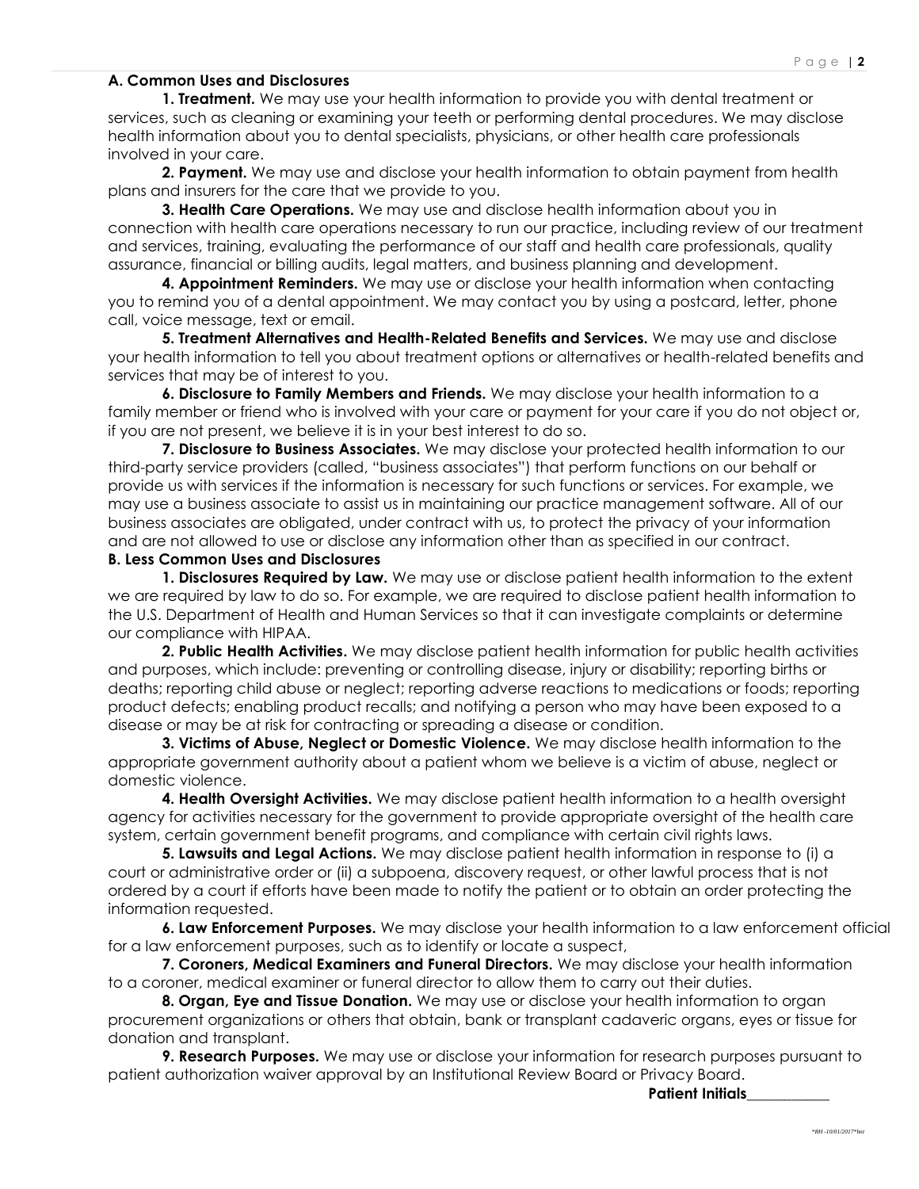**A. Common Uses and Disclosures**

**1. Treatment.** We may use your health information to provide you with dental treatment or services, such as cleaning or examining your teeth or performing dental procedures. We may disclose health information about you to dental specialists, physicians, or other health care professionals involved in your care.

**2. Payment.** We may use and disclose your health information to obtain payment from health plans and insurers for the care that we provide to you.

**3. Health Care Operations.** We may use and disclose health information about you in connection with health care operations necessary to run our practice, including review of our treatment and services, training, evaluating the performance of our staff and health care professionals, quality assurance, financial or billing audits, legal matters, and business planning and development.

**4. Appointment Reminders.** We may use or disclose your health information when contacting you to remind you of a dental appointment. We may contact you by using a postcard, letter, phone call, voice message, text or email.

**5. Treatment Alternatives and Health-Related Benefits and Services.** We may use and disclose your health information to tell you about treatment options or alternatives or health-related benefits and services that may be of interest to you.

**6. Disclosure to Family Members and Friends.** We may disclose your health information to a family member or friend who is involved with your care or payment for your care if you do not object or, if you are not present, we believe it is in your best interest to do so.

**7. Disclosure to Business Associates.** We may disclose your protected health information to our third-party service providers (called, "business associates") that perform functions on our behalf or provide us with services if the information is necessary for such functions or services. For example, we may use a business associate to assist us in maintaining our practice management software. All of our business associates are obligated, under contract with us, to protect the privacy of your information and are not allowed to use or disclose any information other than as specified in our contract.

**B. Less Common Uses and Disclosures**

**1. Disclosures Required by Law.** We may use or disclose patient health information to the extent we are required by law to do so. For example, we are required to disclose patient health information to the U.S. Department of Health and Human Services so that it can investigate complaints or determine our compliance with HIPAA.

**2. Public Health Activities.** We may disclose patient health information for public health activities and purposes, which include: preventing or controlling disease, injury or disability; reporting births or deaths; reporting child abuse or neglect; reporting adverse reactions to medications or foods; reporting product defects; enabling product recalls; and notifying a person who may have been exposed to a disease or may be at risk for contracting or spreading a disease or condition.

**3. Victims of Abuse, Neglect or Domestic Violence.** We may disclose health information to the appropriate government authority about a patient whom we believe is a victim of abuse, neglect or domestic violence.

**4. Health Oversight Activities.** We may disclose patient health information to a health oversight agency for activities necessary for the government to provide appropriate oversight of the health care system, certain government benefit programs, and compliance with certain civil rights laws.

**5. Lawsuits and Legal Actions.** We may disclose patient health information in response to (i) a court or administrative order or (ii) a subpoena, discovery request, or other lawful process that is not ordered by a court if efforts have been made to notify the patient or to obtain an order protecting the information requested.

**6. Law Enforcement Purposes.** We may disclose your health information to a law enforcement official for a law enforcement purposes, such as to identify or locate a suspect,

**7. Coroners, Medical Examiners and Funeral Directors.** We may disclose your health information to a coroner, medical examiner or funeral director to allow them to carry out their duties.

**8. Organ, Eye and Tissue Donation.** We may use or disclose your health information to organ procurement organizations or others that obtain, bank or transplant cadaveric organs, eyes or tissue for donation and transplant.

**9. Research Purposes.** We may use or disclose your information for research purposes pursuant to patient authorization waiver approval by an Institutional Review Board or Privacy Board.

**Patient Initials**___________

*RH -10/01/2017*bm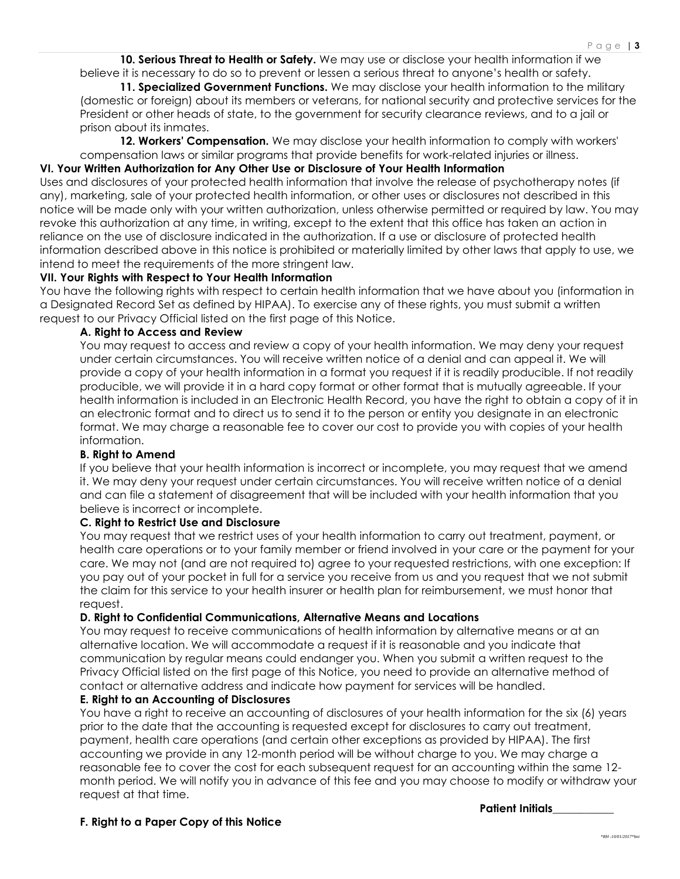**10. Serious Threat to Health or Safety.** We may use or disclose your health information if we believe it is necessary to do so to prevent or lessen a serious threat to anyone's health or safety.

**11. Specialized Government Functions.** We may disclose your health information to the military (domestic or foreign) about its members or veterans, for national security and protective services for the President or other heads of state, to the government for security clearance reviews, and to a jail or prison about its inmates.

**12. Workers' Compensation.** We may disclose your health information to comply with workers' compensation laws or similar programs that provide benefits for work-related injuries or illness.

## VI. Your Written Authorization for Any Other Use or Disclosure of Your Health Information

Uses and disclosures of your protected health information that involve the release of psychotherapy notes (if any), marketing, sale of your protected health information, or other uses or disclosures not described in this notice will be made only with your written authorization, unless otherwise permitted or required by law. You may revoke this authorization at any time, in writing, except to the extent that this office has taken an action in reliance on the use of disclosure indicated in the authorization. If a use or disclosure of protected health information described above in this notice is prohibited or materially limited by other laws that apply to use, we intend to meet the requirements of the more stringent law.

## VII. Your Rights with Respect to Your Health Information

You have the following rights with respect to certain health information that we have about you (information in a Designated Record Set as defined by HIPAA). To exercise any of these rights, you must submit a written request to our Privacy Official listed on the first page of this Notice.

### A. Right to Access and Review

You may request to access and review a copy of your health information. We may deny your request under certain circumstances. You will receive written notice of a denial and can appeal it. We will provide a copy of your health information in a format you request if it is readily producible. If not readily producible, we will provide it in a hard copy format or other format that is mutually agreeable. If your health information is included in an Electronic Health Record, you have the right to obtain a copy of it in an electronic format and to direct us to send it to the person or entity you designate in an electronic format. We may charge a reasonable fee to cover our cost to provide you with copies of your health information.

### B. Right to Amend

If you believe that your health information is incorrect or incomplete, you may request that we amend it. We may deny your request under certain circumstances. You will receive written notice of a denial and can file a statement of disagreement that will be included with your health information that you believe is incorrect or incomplete.

### C. Right to Restrict Use and Disclosure

You may request that we restrict uses of your health information to carry out treatment, payment, or health care operations or to your family member or friend involved in your care or the payment for your care. We may not (and are not required to) agree to your requested restrictions, with one exception: If you pay out of your pocket in full for a service you receive from us and you request that we not submit the claim for this service to your health insurer or health plan for reimbursement, we must honor that request.

### D. Right to Confidential Communications, Alternative Means and Locations

You may request to receive communications of health information by alternative means or at an alternative location. We will accommodate a request if it is reasonable and you indicate that communication by regular means could endanger you. When you submit a written request to the Privacy Official listed on the first page of this Notice, you need to provide an alternative method of contact or alternative address and indicate how payment for services will be handled.

### E. Right to an Accounting of Disclosures

You have a right to receive an accounting of disclosures of your health information for the six (6) years prior to the date that the accounting is requested except for disclosures to carry out treatment, payment, health care operations (and certain other exceptions as provided by HIPAA). The first accounting we provide in any 12-month period will be without charge to you. We may charge a reasonable fee to cover the cost for each subsequent request for an accounting within the same 12-month period. We will notify you in advance of this fee and you may choose to modify or withdraw your request at that time.

**Patient Initials___________**

### F. Right to a Paper Copy of this Notice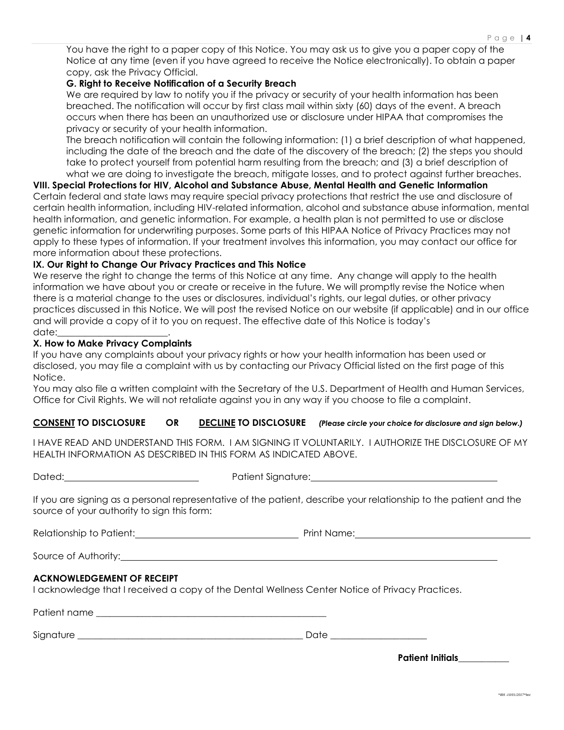You have the right to a paper copy of this Notice. You may ask us to give you a paper copy of the Notice at any time (even if you have agreed to receive the Notice electronically). To obtain a paper copy, ask the Privacy Official.

**G. Right to Receive Notification of a Security Breach**

We are required by law to notify you if the privacy or security of your health information has been breached. The notification will occur by first class mail within sixty (60) days of the event. A breach occurs when there has been an unauthorized use or disclosure under HIPAA that compromises the privacy or security of your health information.

The breach notification will contain the following information: (1) a brief description of what happened, including the date of the breach and the date of the discovery of the breach; (2) the steps you should take to protect yourself from potential harm resulting from the breach; and (3) a brief description of what we are doing to investigate the breach, mitigate losses, and to protect against further breaches.

**VIII. Special Protections for HIV, Alcohol and Substance Abuse, Mental Health and Genetic Information**

Certain federal and state laws may require special privacy protections that restrict the use and disclosure of certain health information, including HIV-related information, alcohol and substance abuse information, mental health information, and genetic information. For example, a health plan is not permitted to use or disclose genetic information for underwriting purposes. Some parts of this HIPAA Notice of Privacy Practices may not apply to these types of information. If your treatment involves this information, you may contact our office for more information about these protections.

**IX. Our Right to Change Our Privacy Practices and This Notice**

We reserve the right to change the terms of this Notice at any time. Any change will apply to the health information we have about you or create or receive in the future. We will promptly revise the Notice when there is a material change to the uses or disclosures, individual's rights, our legal duties, or other privacy practices discussed in this Notice. We will post the revised Notice on our website (if applicable) and in our office and will provide a copy of it to you on request. The effective date of this Notice is today's date:_______________________.

**X. How to Make Privacy Complaints**

If you have any complaints about your privacy rights or how your health information has been used or disclosed, you may file a complaint with us by contacting our Privacy Official listed on the first page of this Notice.

You may also file a written complaint with the Secretary of the U.S. Department of Health and Human Services, Office for Civil Rights. We will not retaliate against you in any way if you choose to file a complaint.

**CONSENT TO DISCLOSURE OR DECLINE TO DISCLOSURE** ***(Please circle your choice for disclosure and sign below.)***

I HAVE READ AND UNDERSTAND THIS FORM. I AM SIGNING IT VOLUNTARILY. I AUTHORIZE THE DISCLOSURE OF MY HEALTH INFORMATION AS DESCRIBED IN THIS FORM AS INDICATED ABOVE.

Dated:____________________________ Patient Signature:________________________________________

If you are signing as a personal representative of the patient, describe your relationship to the patient and the source of your authority to sign this form:

Relationship to Patient:__________________________________ Print Name:____________________________________

Source of Authority:__________________________________________________________________________________

**ACKNOWLEDGEMENT OF RECEIPT**

I acknowledge that I received a copy of the Dental Wellness Center Notice of Privacy Practices.

Patient name ______________________________________________

Signature _______________________________________________ Date ____________________

**Patient Initials**___________

*RH -10/01/2017*bmt